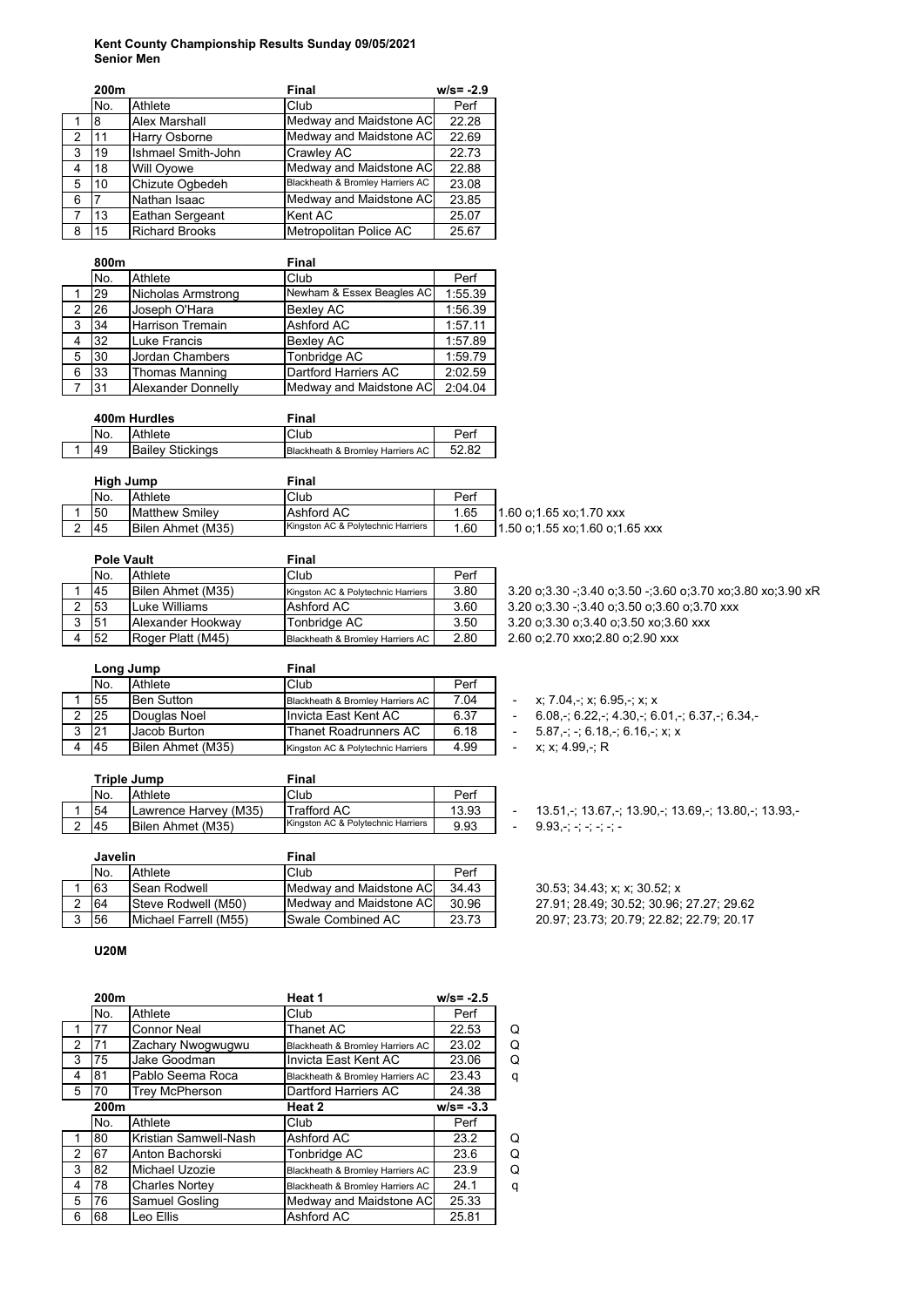**Kent County Championship Results Sunday 09/05/2021**
**Senior Men**

| | 200m | | Final | w/s= -2.9 |
|---|---|---|---|---|
| | No. | Athlete | Club | Perf |
| 1 | 8 | Alex Marshall | Medway and Maidstone AC | 22.28 |
| 2 | 11 | Harry Osborne | Medway and Maidstone AC | 22.69 |
| 3 | 19 | Ishmael Smith-John | Crawley AC | 22.73 |
| 4 | 18 | Will Oyowe | Medway and Maidstone AC | 22.88 |
| 5 | 10 | Chizute Ogbedeh | Blackheath & Bromley Harriers AC | 23.08 |
| 6 | 7 | Nathan Isaac | Medway and Maidstone AC | 23.85 |
| 7 | 13 | Eathan Sergeant | Kent AC | 25.07 |
| 8 | 15 | Richard Brooks | Metropolitan Police AC | 25.67 |

| | 800m | | Final | |
|---|---|---|---|---|
| | No. | Athlete | Club | Perf |
| 1 | 29 | Nicholas Armstrong | Newham & Essex Beagles AC | 1:55.39 |
| 2 | 26 | Joseph O'Hara | Bexley AC | 1:56.39 |
| 3 | 34 | Harrison Tremain | Ashford AC | 1:57.11 |
| 4 | 32 | Luke Francis | Bexley AC | 1:57.89 |
| 5 | 30 | Jordan Chambers | Tonbridge AC | 1:59.79 |
| 6 | 33 | Thomas Manning | Dartford Harriers AC | 2:02.59 |
| 7 | 31 | Alexander Donnelly | Medway and Maidstone AC | 2:04.04 |

| | 400m Hurdles | | Final | |
|---|---|---|---|---|
| | No. | Athlete | Club | Perf |
| 1 | 49 | Bailey Stickings | Blackheath & Bromley Harriers AC | 52.82 |

| | High Jump | | Final | | |
|---|---|---|---|---|---|
| | No. | Athlete | Club | Perf | |
| 1 | 50 | Matthew Smiley | Ashford AC | 1.65 | 1.60 o;1.65 xo;1.70 xxx |
| 2 | 45 | Bilen Ahmet (M35) | Kingston AC & Polytechnic Harriers | 1.60 | 1.50 o;1.55 xo;1.60 o;1.65 xxx |

| | Pole Vault | | Final | | |
|---|---|---|---|---|---|
| | No. | Athlete | Club | Perf | |
| 1 | 45 | Bilen Ahmet (M35) | Kingston AC & Polytechnic Harriers | 3.80 | 3.20 o;3.30 -;3.40 o;3.50 -;3.60 o;3.70 xo;3.80 xo;3.90 xR |
| 2 | 53 | Luke Williams | Ashford AC | 3.60 | 3.20 o;3.30 -;3.40 o;3.50 o;3.60 o;3.70 xxx |
| 3 | 51 | Alexander Hookway | Tonbridge AC | 3.50 | 3.20 o;3.30 o;3.40 o;3.50 xo;3.60 xxx |
| 4 | 52 | Roger Platt (M45) | Blackheath & Bromley Harriers AC | 2.80 | 2.60 o;2.70 xxo;2.80 o;2.90 xxx |

| | Long Jump | | Final | | |
|---|---|---|---|---|---|
| | No. | Athlete | Club | Perf | |
| 1 | 55 | Ben Sutton | Blackheath & Bromley Harriers AC | 7.04 | - x; 7.04,-; x; 6.95,-; x; x |
| 2 | 25 | Douglas Noel | Invicta East Kent AC | 6.37 | - 6.08,-; 6.22,-; 4.30,-; 6.01,-; 6.37,-; 6.34,- |
| 3 | 21 | Jacob Burton | Thanet Roadrunners AC | 6.18 | - 5.87,-; -; 6.18,-; 6.16,-; x; x |
| 4 | 45 | Bilen Ahmet (M35) | Kingston AC & Polytechnic Harriers | 4.99 | - x; x; 4.99,-; R |

| | Triple Jump | | Final | | |
|---|---|---|---|---|---|
| | No. | Athlete | Club | Perf | |
| 1 | 54 | Lawrence Harvey (M35) | Trafford AC | 13.93 | - 13.51,-; 13.67,-; 13.90,-; 13.69,-; 13.80,-; 13.93,- |
| 2 | 45 | Bilen Ahmet (M35) | Kingston AC & Polytechnic Harriers | 9.93 | - 9.93,-; -; -; -; -; - |

| | Javelin | | Final | | |
|---|---|---|---|---|---|
| | No. | Athlete | Club | Perf | |
| 1 | 63 | Sean Rodwell | Medway and Maidstone AC | 34.43 | 30.53; 34.43; x; x; 30.52; x |
| 2 | 64 | Steve Rodwell (M50) | Medway and Maidstone AC | 30.96 | 27.91; 28.49; 30.52; 30.96; 27.27; 29.62 |
| 3 | 56 | Michael Farrell (M55) | Swale Combined AC | 23.73 | 20.97; 23.73; 20.79; 22.82; 22.79; 20.17 |

**U20M**

| | 200m | | Heat 1 | w/s= -2.5 | |
|---|---|---|---|---|---|
| | No. | Athlete | Club | Perf | |
| 1 | 77 | Connor Neal | Thanet AC | 22.53 | Q |
| 2 | 71 | Zachary Nwogwugwu | Blackheath & Bromley Harriers AC | 23.02 | Q |
| 3 | 75 | Jake Goodman | Invicta East Kent AC | 23.06 | Q |
| 4 | 81 | Pablo Seema Roca | Blackheath & Bromley Harriers AC | 23.43 | q |
| 5 | 70 | Trey McPherson | Dartford Harriers AC | 24.38 | |
| | 200m | | Heat 2 | w/s= -3.3 | |
| | No. | Athlete | Club | Perf | |
| 1 | 80 | Kristian Samwell-Nash | Ashford AC | 23.2 | Q |
| 2 | 67 | Anton Bachorski | Tonbridge AC | 23.6 | Q |
| 3 | 82 | Michael Uzozie | Blackheath & Bromley Harriers AC | 23.9 | Q |
| 4 | 78 | Charles Nortey | Blackheath & Bromley Harriers AC | 24.1 | q |
| 5 | 76 | Samuel Gosling | Medway and Maidstone AC | 25.33 | |
| 6 | 68 | Leo Ellis | Ashford AC | 25.81 | |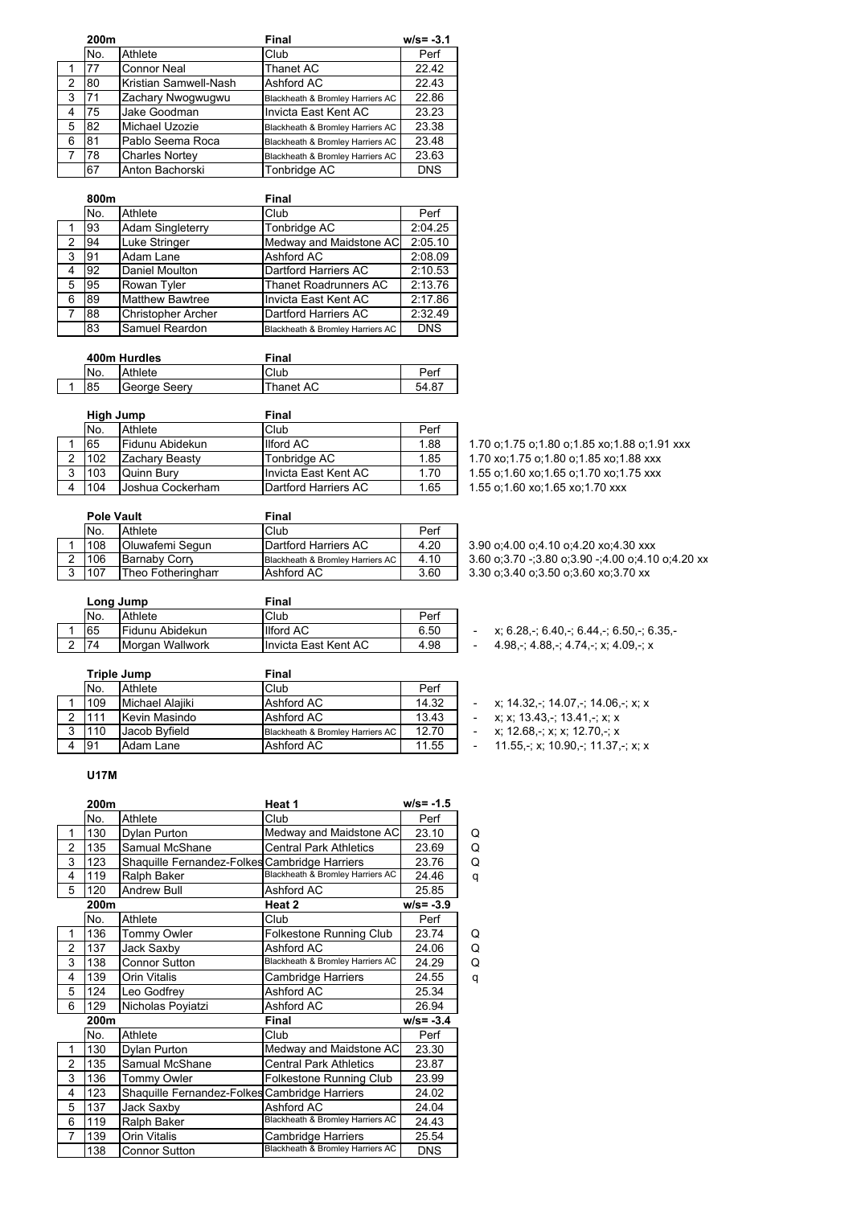| | 200m | | Final | w/s= -3.1 |
|---|---|---|---|---|
| | No. | Athlete | Club | Perf |
| 1 | 77 | Connor Neal | Thanet AC | 22.42 |
| 2 | 80 | Kristian Samwell-Nash | Ashford AC | 22.43 |
| 3 | 71 | Zachary Nwogwugwu | Blackheath & Bromley Harriers AC | 22.86 |
| 4 | 75 | Jake Goodman | Invicta East Kent AC | 23.23 |
| 5 | 82 | Michael Uzozie | Blackheath & Bromley Harriers AC | 23.38 |
| 6 | 81 | Pablo Seema Roca | Blackheath & Bromley Harriers AC | 23.48 |
| 7 | 78 | Charles Nortey | Blackheath & Bromley Harriers AC | 23.63 |
| | 67 | Anton Bachorski | Tonbridge AC | DNS |

| | 800m | | Final | |
|---|---|---|---|---|
| | No. | Athlete | Club | Perf |
| 1 | 93 | Adam Singleterry | Tonbridge AC | 2:04.25 |
| 2 | 94 | Luke Stringer | Medway and Maidstone AC | 2:05.10 |
| 3 | 91 | Adam Lane | Ashford AC | 2:08.09 |
| 4 | 92 | Daniel Moulton | Dartford Harriers AC | 2:10.53 |
| 5 | 95 | Rowan Tyler | Thanet Roadrunners AC | 2:13.76 |
| 6 | 89 | Matthew Bawtree | Invicta East Kent AC | 2:17.86 |
| 7 | 88 | Christopher Archer | Dartford Harriers AC | 2:32.49 |
| | 83 | Samuel Reardon | Blackheath & Bromley Harriers AC | DNS |

| | 400m Hurdles | | Final | |
|---|---|---|---|---|
| | No. | Athlete | Club | Perf |
| 1 | 85 | George Seery | Thanet AC | 54.87 |

| | High Jump | | Final | | |
|---|---|---|---|---|---|
| | No. | Athlete | Club | Perf | |
| 1 | 65 | Fidunu Abidekun | Ilford AC | 1.88 | 1.70 o;1.75 o;1.80 o;1.85 xo;1.88 o;1.91 xxx |
| 2 | 102 | Zachary Beasty | Tonbridge AC | 1.85 | 1.70 xo;1.75 o;1.80 o;1.85 xo;1.88 xxx |
| 3 | 103 | Quinn Bury | Invicta East Kent AC | 1.70 | 1.55 o;1.60 xo;1.65 o;1.70 xo;1.75 xxx |
| 4 | 104 | Joshua Cockerham | Dartford Harriers AC | 1.65 | 1.55 o;1.60 xo;1.65 xo;1.70 xxx |

| | Pole Vault | | Final | | |
|---|---|---|---|---|---|
| | No. | Athlete | Club | Perf | |
| 1 | 108 | Oluwafemi Segun | Dartford Harriers AC | 4.20 | 3.90 o;4.00 o;4.10 o;4.20 xo;4.30 xxx |
| 2 | 106 | Barnaby Corry | Blackheath & Bromley Harriers AC | 4.10 | 3.60 o;3.70 -;3.80 o;3.90 -;4.00 o;4.10 o;4.20 xx |
| 3 | 107 | Theo Fotheringham | Ashford AC | 3.60 | 3.30 o;3.40 o;3.50 o;3.60 xo;3.70 xx |

| | Long Jump | | Final | | |
|---|---|---|---|---|---|
| | No. | Athlete | Club | Perf | |
| 1 | 65 | Fidunu Abidekun | Ilford AC | 6.50 | - x; 6.28,-; 6.40,-; 6.44,-; 6.50,-; 6.35,- |
| 2 | 74 | Morgan Wallwork | Invicta East Kent AC | 4.98 | - 4.98,-; 4.88,-; 4.74,-; x; 4.09,-; x |

| | Triple Jump | | Final | | |
|---|---|---|---|---|---|
| | No. | Athlete | Club | Perf | |
| 1 | 109 | Michael Alajiki | Ashford AC | 14.32 | - x; 14.32,-; 14.07,-; 14.06,-; x; x |
| 2 | 111 | Kevin Masindo | Ashford AC | 13.43 | - x; x; 13.43,-; 13.41,-; x; x |
| 3 | 110 | Jacob Byfield | Blackheath & Bromley Harriers AC | 12.70 | - x; 12.68,-; x; x; 12.70,-; x |
| 4 | 91 | Adam Lane | Ashford AC | 11.55 | - 11.55,-; x; 10.90,-; 11.37,-; x; x |

## U17M

| | 200m | | Heat 1 | w/s= -1.5 | |
|---|---|---|---|---|---|
| | No. | Athlete | Club | Perf | |
| 1 | 130 | Dylan Purton | Medway and Maidstone AC | 23.10 | Q |
| 2 | 135 | Samual McShane | Central Park Athletics | 23.69 | Q |
| 3 | 123 | Shaquille Fernandez-Folkes | Cambridge Harriers | 23.76 | Q |
| 4 | 119 | Ralph Baker | Blackheath & Bromley Harriers AC | 24.46 | q |
| 5 | 120 | Andrew Bull | Ashford AC | 25.85 | |
| | **200m** | | **Heat 2** | **w/s= -3.9** | |
| | No. | Athlete | Club | Perf | |
| 1 | 136 | Tommy Owler | Folkestone Running Club | 23.74 | Q |
| 2 | 137 | Jack Saxby | Ashford AC | 24.06 | Q |
| 3 | 138 | Connor Sutton | Blackheath & Bromley Harriers AC | 24.29 | Q |
| 4 | 139 | Orin Vitalis | Cambridge Harriers | 24.55 | q |
| 5 | 124 | Leo Godfrey | Ashford AC | 25.34 | |
| 6 | 129 | Nicholas Poyiatzi | Ashford AC | 26.94 | |
| | **200m** | | **Final** | **w/s= -3.4** | |
| | No. | Athlete | Club | Perf | |
| 1 | 130 | Dylan Purton | Medway and Maidstone AC | 23.30 | |
| 2 | 135 | Samual McShane | Central Park Athletics | 23.87 | |
| 3 | 136 | Tommy Owler | Folkestone Running Club | 23.99 | |
| 4 | 123 | Shaquille Fernandez-Folkes | Cambridge Harriers | 24.02 | |
| 5 | 137 | Jack Saxby | Ashford AC | 24.04 | |
| 6 | 119 | Ralph Baker | Blackheath & Bromley Harriers AC | 24.43 | |
| 7 | 139 | Orin Vitalis | Cambridge Harriers | 25.54 | |
| | 138 | Connor Sutton | Blackheath & Bromley Harriers AC | DNS | |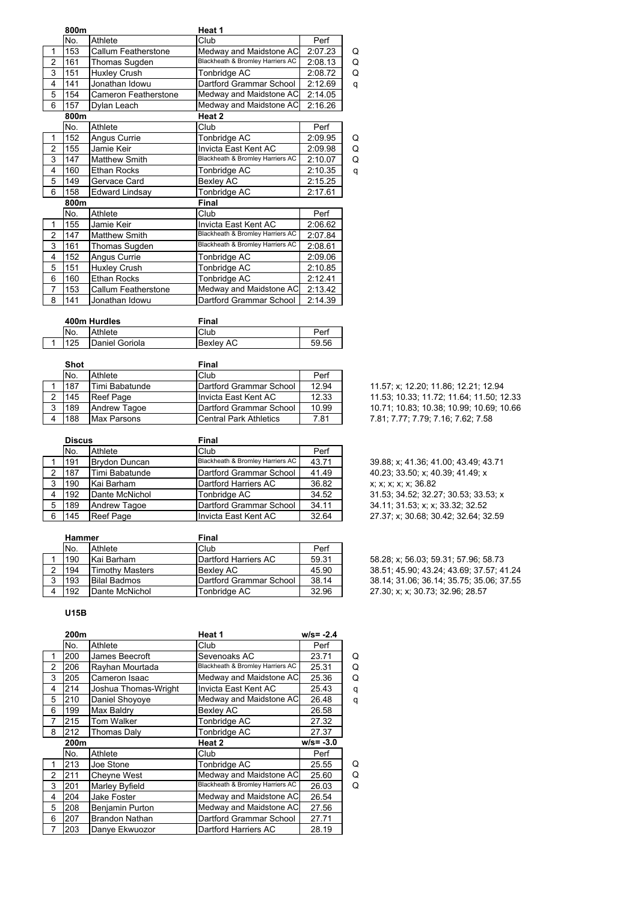### 800m Heat 1

| | No. | Athlete | Club | Perf | |
|---|---|---|---|---|---|
| 1 | 153 | Callum Featherstone | Medway and Maidstone AC | 2:07.23 | Q |
| 2 | 161 | Thomas Sugden | Blackheath & Bromley Harriers AC | 2:08.13 | Q |
| 3 | 151 | Huxley Crush | Tonbridge AC | 2:08.72 | Q |
| 4 | 141 | Jonathan Idowu | Dartford Grammar School | 2:12.69 | q |
| 5 | 154 | Cameron Featherstone | Medway and Maidstone AC | 2:14.05 | |
| 6 | 157 | Dylan Leach | Medway and Maidstone AC | 2:16.26 | |

### 800m Heat 2

| | No. | Athlete | Club | Perf | |
|---|---|---|---|---|---|
| 1 | 152 | Angus Currie | Tonbridge AC | 2:09.95 | Q |
| 2 | 155 | Jamie Keir | Invicta East Kent AC | 2:09.98 | Q |
| 3 | 147 | Matthew Smith | Blackheath & Bromley Harriers AC | 2:10.07 | Q |
| 4 | 160 | Ethan Rocks | Tonbridge AC | 2:10.35 | q |
| 5 | 149 | Gervace Card | Bexley AC | 2:15.25 | |
| 6 | 158 | Edward Lindsay | Tonbridge AC | 2:17.61 | |

### 800m Final

| | No. | Athlete | Club | Perf |
|---|---|---|---|---|
| 1 | 155 | Jamie Keir | Invicta East Kent AC | 2:06.62 |
| 2 | 147 | Matthew Smith | Blackheath & Bromley Harriers AC | 2:07.84 |
| 3 | 161 | Thomas Sugden | Blackheath & Bromley Harriers AC | 2:08.61 |
| 4 | 152 | Angus Currie | Tonbridge AC | 2:09.06 |
| 5 | 151 | Huxley Crush | Tonbridge AC | 2:10.85 |
| 6 | 160 | Ethan Rocks | Tonbridge AC | 2:12.41 |
| 7 | 153 | Callum Featherstone | Medway and Maidstone AC | 2:13.42 |
| 8 | 141 | Jonathan Idowu | Dartford Grammar School | 2:14.39 |

### 400m Hurdles Final

| | No. | Athlete | Club | Perf |
|---|---|---|---|---|
| 1 | 125 | Daniel Goriola | Bexley AC | 59.56 |

### Shot Final

| | No. | Athlete | Club | Perf | Series |
|---|---|---|---|---|---|
| 1 | 187 | Timi Babatunde | Dartford Grammar School | 12.94 | 11.57; x; 12.20; 11.86; 12.21; 12.94 |
| 2 | 145 | Reef Page | Invicta East Kent AC | 12.33 | 11.53; 10.33; 11.72; 11.64; 11.50; 12.33 |
| 3 | 189 | Andrew Tagoe | Dartford Grammar School | 10.99 | 10.71; 10.83; 10.38; 10.99; 10.69; 10.66 |
| 4 | 188 | Max Parsons | Central Park Athletics | 7.81 | 7.81; 7.77; 7.79; 7.16; 7.62; 7.58 |

### Discus Final

| | No. | Athlete | Club | Perf | Series |
|---|---|---|---|---|---|
| 1 | 191 | Brydon Duncan | Blackheath & Bromley Harriers AC | 43.71 | 39.88; x; 41.36; 41.00; 43.49; 43.71 |
| 2 | 187 | Timi Babatunde | Dartford Grammar School | 41.49 | 40.23; 33.50; x; 40.39; 41.49; x |
| 3 | 190 | Kai Barham | Dartford Harriers AC | 36.82 | x; x; x; x; x; 36.82 |
| 4 | 192 | Dante McNichol | Tonbridge AC | 34.52 | 31.53; 34.52; 32.27; 30.53; 33.53; x |
| 5 | 189 | Andrew Tagoe | Dartford Grammar School | 34.11 | 34.11; 31.53; x; x; 33.32; 32.52 |
| 6 | 145 | Reef Page | Invicta East Kent AC | 32.64 | 27.37; x; 30.68; 30.42; 32.64; 32.59 |

### Hammer Final

| | No. | Athlete | Club | Perf | Series |
|---|---|---|---|---|---|
| 1 | 190 | Kai Barham | Dartford Harriers AC | 59.31 | 58.28; x; 56.03; 59.31; 57.96; 58.73 |
| 2 | 194 | Timothy Masters | Bexley AC | 45.90 | 38.51; 45.90; 43.24; 43.69; 37.57; 41.24 |
| 3 | 193 | Bilal Badmos | Dartford Grammar School | 38.14 | 38.14; 31.06; 36.14; 35.75; 35.06; 37.55 |
| 4 | 192 | Dante McNichol | Tonbridge AC | 32.96 | 27.30; x; x; 30.73; 32.96; 28.57 |

## U15B

### 200m Heat 1 (w/s= -2.4)

| | No. | Athlete | Club | Perf | |
|---|---|---|---|---|---|
| 1 | 200 | James Beecroft | Sevenoaks AC | 23.71 | Q |
| 2 | 206 | Rayhan Mourtada | Blackheath & Bromley Harriers AC | 25.31 | Q |
| 3 | 205 | Cameron Isaac | Medway and Maidstone AC | 25.36 | Q |
| 4 | 214 | Joshua Thomas-Wright | Invicta East Kent AC | 25.43 | q |
| 5 | 210 | Daniel Shoyoye | Medway and Maidstone AC | 26.48 | q |
| 6 | 199 | Max Baldry | Bexley AC | 26.58 | |
| 7 | 215 | Tom Walker | Tonbridge AC | 27.32 | |
| 8 | 212 | Thomas Daly | Tonbridge AC | 27.37 | |

### 200m Heat 2 (w/s= -3.0)

| | No. | Athlete | Club | Perf | |
|---|---|---|---|---|---|
| 1 | 213 | Joe Stone | Tonbridge AC | 25.55 | Q |
| 2 | 211 | Cheyne West | Medway and Maidstone AC | 25.60 | Q |
| 3 | 201 | Marley Byfield | Blackheath & Bromley Harriers AC | 26.03 | Q |
| 4 | 204 | Jake Foster | Medway and Maidstone AC | 26.54 | |
| 5 | 208 | Benjamin Purton | Medway and Maidstone AC | 27.56 | |
| 6 | 207 | Brandon Nathan | Dartford Grammar School | 27.71 | |
| 7 | 203 | Danye Ekwuozor | Dartford Harriers AC | 28.19 | |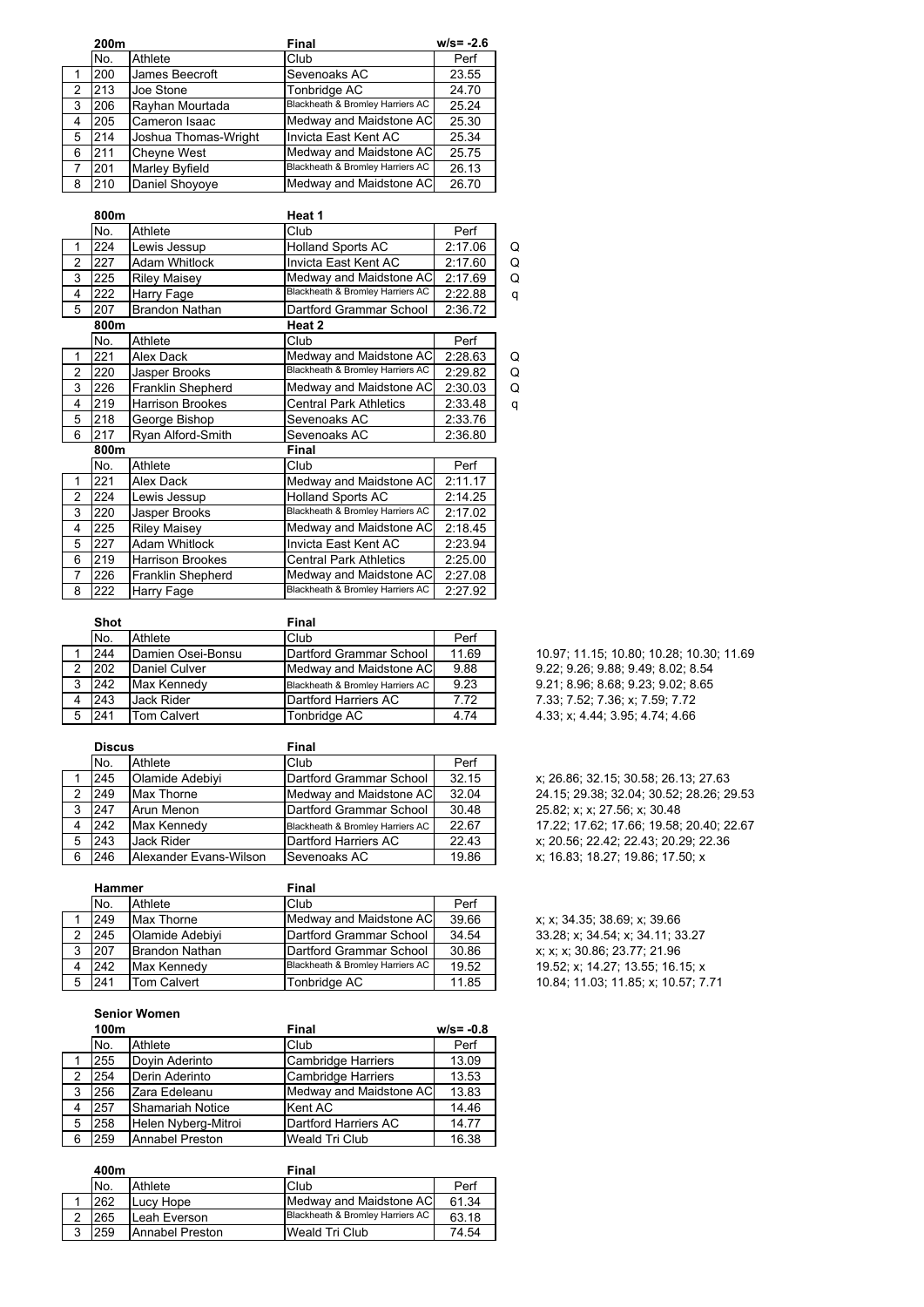| | 200m | | Final | w/s= -2.6 |
|---|---|---|---|---|
| | No. | Athlete | Club | Perf |
| 1 | 200 | James Beecroft | Sevenoaks AC | 23.55 |
| 2 | 213 | Joe Stone | Tonbridge AC | 24.70 |
| 3 | 206 | Rayhan Mourtada | Blackheath & Bromley Harriers AC | 25.24 |
| 4 | 205 | Cameron Isaac | Medway and Maidstone AC | 25.30 |
| 5 | 214 | Joshua Thomas-Wright | Invicta East Kent AC | 25.34 |
| 6 | 211 | Cheyne West | Medway and Maidstone AC | 25.75 |
| 7 | 201 | Marley Byfield | Blackheath & Bromley Harriers AC | 26.13 |
| 8 | 210 | Daniel Shoyoye | Medway and Maidstone AC | 26.70 |

| | 800m | | Heat 1 | | |
|---|---|---|---|---|---|
| | No. | Athlete | Club | Perf | |
| 1 | 224 | Lewis Jessup | Holland Sports AC | 2:17.06 | Q |
| 2 | 227 | Adam Whitlock | Invicta East Kent AC | 2:17.60 | Q |
| 3 | 225 | Riley Maisey | Medway and Maidstone AC | 2:17.69 | Q |
| 4 | 222 | Harry Fage | Blackheath & Bromley Harriers AC | 2:22.88 | q |
| 5 | 207 | Brandon Nathan | Dartford Grammar School | 2:36.72 | |

| | 800m | | Heat 2 | | |
|---|---|---|---|---|---|
| | No. | Athlete | Club | Perf | |
| 1 | 221 | Alex Dack | Medway and Maidstone AC | 2:28.63 | Q |
| 2 | 220 | Jasper Brooks | Blackheath & Bromley Harriers AC | 2:29.82 | Q |
| 3 | 226 | Franklin Shepherd | Medway and Maidstone AC | 2:30.03 | Q |
| 4 | 219 | Harrison Brookes | Central Park Athletics | 2:33.48 | q |
| 5 | 218 | George Bishop | Sevenoaks AC | 2:33.76 | |
| 6 | 217 | Ryan Alford-Smith | Sevenoaks AC | 2:36.80 | |

| | 800m | | Final | |
|---|---|---|---|---|
| | No. | Athlete | Club | Perf |
| 1 | 221 | Alex Dack | Medway and Maidstone AC | 2:11.17 |
| 2 | 224 | Lewis Jessup | Holland Sports AC | 2:14.25 |
| 3 | 220 | Jasper Brooks | Blackheath & Bromley Harriers AC | 2:17.02 |
| 4 | 225 | Riley Maisey | Medway and Maidstone AC | 2:18.45 |
| 5 | 227 | Adam Whitlock | Invicta East Kent AC | 2:23.94 |
| 6 | 219 | Harrison Brookes | Central Park Athletics | 2:25.00 |
| 7 | 226 | Franklin Shepherd | Medway and Maidstone AC | 2:27.08 |
| 8 | 222 | Harry Fage | Blackheath & Bromley Harriers AC | 2:27.92 |

| | Shot | | Final | | |
|---|---|---|---|---|---|
| | No. | Athlete | Club | Perf | |
| 1 | 244 | Damien Osei-Bonsu | Dartford Grammar School | 11.69 | 10.97; 11.15; 10.80; 10.28; 10.30; 11.69 |
| 2 | 202 | Daniel Culver | Medway and Maidstone AC | 9.88 | 9.22; 9.26; 9.88; 9.49; 8.02; 8.54 |
| 3 | 242 | Max Kennedy | Blackheath & Bromley Harriers AC | 9.23 | 9.21; 8.96; 8.68; 9.23; 9.02; 8.65 |
| 4 | 243 | Jack Rider | Dartford Harriers AC | 7.72 | 7.33; 7.52; 7.36; x; 7.59; 7.72 |
| 5 | 241 | Tom Calvert | Tonbridge AC | 4.74 | 4.33; x; 4.44; 3.95; 4.74; 4.66 |

| | Discus | | Final | | |
|---|---|---|---|---|---|
| | No. | Athlete | Club | Perf | |
| 1 | 245 | Olamide Adebiyi | Dartford Grammar School | 32.15 | x; 26.86; 32.15; 30.58; 26.13; 27.63 |
| 2 | 249 | Max Thorne | Medway and Maidstone AC | 32.04 | 24.15; 29.38; 32.04; 30.52; 28.26; 29.53 |
| 3 | 247 | Arun Menon | Dartford Grammar School | 30.48 | 25.82; x; x; 27.56; x; 30.48 |
| 4 | 242 | Max Kennedy | Blackheath & Bromley Harriers AC | 22.67 | 17.22; 17.62; 17.66; 19.58; 20.40; 22.67 |
| 5 | 243 | Jack Rider | Dartford Harriers AC | 22.43 | x; 20.56; 22.42; 22.43; 20.29; 22.36 |
| 6 | 246 | Alexander Evans-Wilson | Sevenoaks AC | 19.86 | x; 16.83; 18.27; 19.86; 17.50; x |

| | Hammer | | Final | | |
|---|---|---|---|---|---|
| | No. | Athlete | Club | Perf | |
| 1 | 249 | Max Thorne | Medway and Maidstone AC | 39.66 | x; x; 34.35; 38.69; x; 39.66 |
| 2 | 245 | Olamide Adebiyi | Dartford Grammar School | 34.54 | 33.28; x; 34.54; x; 34.11; 33.27 |
| 3 | 207 | Brandon Nathan | Dartford Grammar School | 30.86 | x; x; x; 30.86; 23.77; 21.96 |
| 4 | 242 | Max Kennedy | Blackheath & Bromley Harriers AC | 19.52 | 19.52; x; 14.27; 13.55; 16.15; x |
| 5 | 241 | Tom Calvert | Tonbridge AC | 11.85 | 10.84; 11.03; 11.85; x; 10.57; 7.71 |

## Senior Women

| | 100m | | Final | w/s= -0.8 |
|---|---|---|---|---|
| | No. | Athlete | Club | Perf |
| 1 | 255 | Doyin Aderinto | Cambridge Harriers | 13.09 |
| 2 | 254 | Derin Aderinto | Cambridge Harriers | 13.53 |
| 3 | 256 | Zara Edeleanu | Medway and Maidstone AC | 13.83 |
| 4 | 257 | Shamariah Notice | Kent AC | 14.46 |
| 5 | 258 | Helen Nyberg-Mitroi | Dartford Harriers AC | 14.77 |
| 6 | 259 | Annabel Preston | Weald Tri Club | 16.38 |

| | 400m | | Final | |
|---|---|---|---|---|
| | No. | Athlete | Club | Perf |
| 1 | 262 | Lucy Hope | Medway and Maidstone AC | 61.34 |
| 2 | 265 | Leah Everson | Blackheath & Bromley Harriers AC | 63.18 |
| 3 | 259 | Annabel Preston | Weald Tri Club | 74.54 |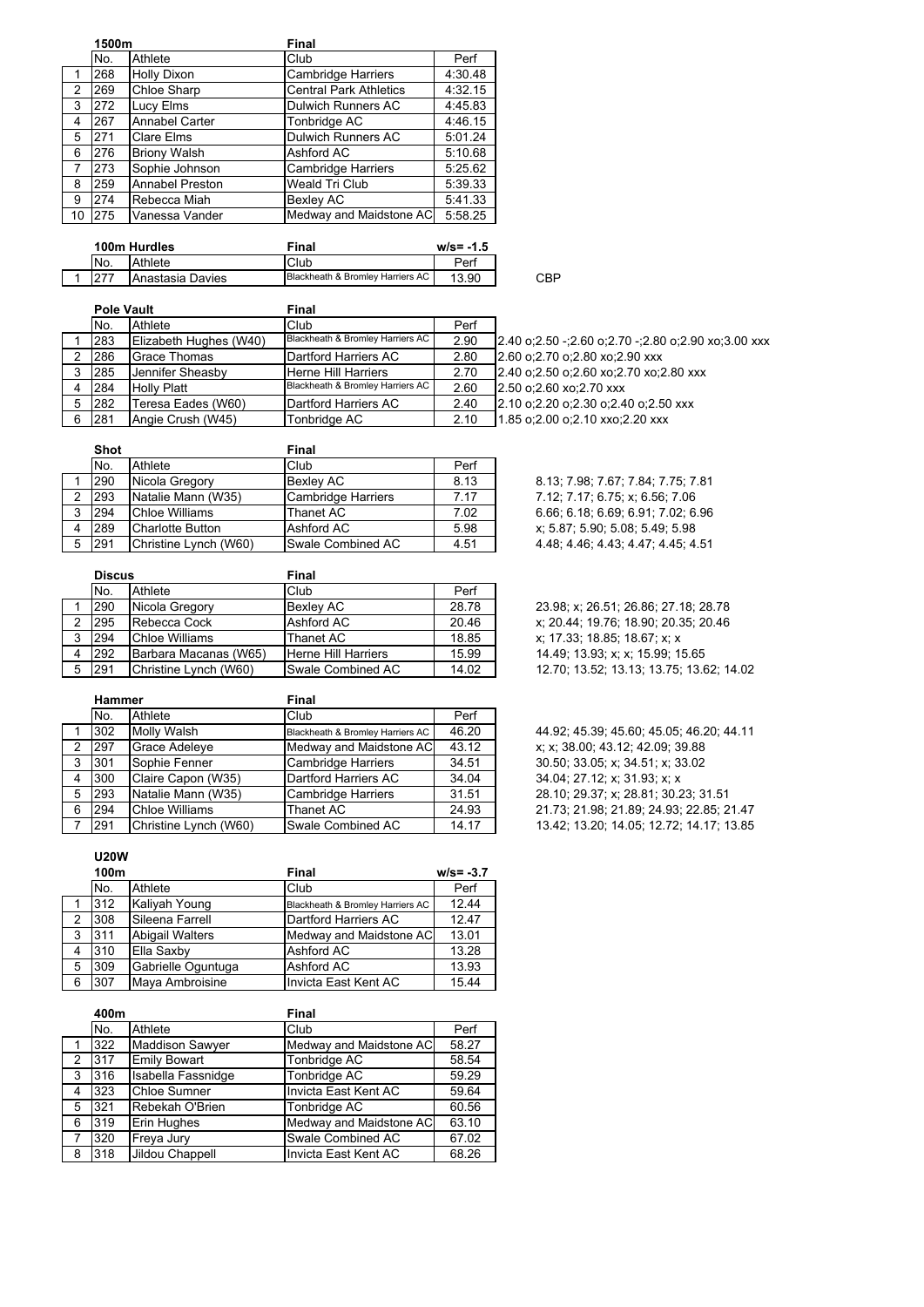## 1500m — Final

| | No. | Athlete | Club | Perf |
|---|---|---|---|---|
| 1 | 268 | Holly Dixon | Cambridge Harriers | 4:30.48 |
| 2 | 269 | Chloe Sharp | Central Park Athletics | 4:32.15 |
| 3 | 272 | Lucy Elms | Dulwich Runners AC | 4:45.83 |
| 4 | 267 | Annabel Carter | Tonbridge AC | 4:46.15 |
| 5 | 271 | Clare Elms | Dulwich Runners AC | 5:01.24 |
| 6 | 276 | Briony Walsh | Ashford AC | 5:10.68 |
| 7 | 273 | Sophie Johnson | Cambridge Harriers | 5:25.62 |
| 8 | 259 | Annabel Preston | Weald Tri Club | 5:39.33 |
| 9 | 274 | Rebecca Miah | Bexley AC | 5:41.33 |
| 10 | 275 | Vanessa Vander | Medway and Maidstone AC | 5:58.25 |

## 100m Hurdles — Final — w/s= -1.5

| | No. | Athlete | Club | Perf | |
|---|---|---|---|---|---|
| 1 | 277 | Anastasia Davies | Blackheath & Bromley Harriers AC | 13.90 | CBP |

## Pole Vault — Final

| | No. | Athlete | Club | Perf | |
|---|---|---|---|---|---|
| 1 | 283 | Elizabeth Hughes (W40) | Blackheath & Bromley Harriers AC | 2.90 | 2.40 o;2.50 -;2.60 o;2.70 -;2.80 o;2.90 xo;3.00 xxx |
| 2 | 286 | Grace Thomas | Dartford Harriers AC | 2.80 | 2.60 o;2.70 o;2.80 xo;2.90 xxx |
| 3 | 285 | Jennifer Sheasby | Herne Hill Harriers | 2.70 | 2.40 o;2.50 o;2.60 xo;2.70 xo;2.80 xxx |
| 4 | 284 | Holly Platt | Blackheath & Bromley Harriers AC | 2.60 | 2.50 o;2.60 xo;2.70 xxx |
| 5 | 282 | Teresa Eades (W60) | Dartford Harriers AC | 2.40 | 2.10 o;2.20 o;2.30 o;2.40 o;2.50 xxx |
| 6 | 281 | Angie Crush (W45) | Tonbridge AC | 2.10 | 1.85 o;2.00 o;2.10 xxo;2.20 xxx |

## Shot — Final

| | No. | Athlete | Club | Perf | |
|---|---|---|---|---|---|
| 1 | 290 | Nicola Gregory | Bexley AC | 8.13 | 8.13; 7.98; 7.67; 7.84; 7.75; 7.81 |
| 2 | 293 | Natalie Mann (W35) | Cambridge Harriers | 7.17 | 7.12; 7.17; 6.75; x; 6.56; 7.06 |
| 3 | 294 | Chloe Williams | Thanet AC | 7.02 | 6.66; 6.18; 6.69; 6.91; 7.02; 6.96 |
| 4 | 289 | Charlotte Button | Ashford AC | 5.98 | x; 5.87; 5.90; 5.08; 5.49; 5.98 |
| 5 | 291 | Christine Lynch (W60) | Swale Combined AC | 4.51 | 4.48; 4.46; 4.43; 4.47; 4.45; 4.51 |

## Discus — Final

| | No. | Athlete | Club | Perf | |
|---|---|---|---|---|---|
| 1 | 290 | Nicola Gregory | Bexley AC | 28.78 | 23.98; x; 26.51; 26.86; 27.18; 28.78 |
| 2 | 295 | Rebecca Cock | Ashford AC | 20.46 | x; 20.44; 19.76; 18.90; 20.35; 20.46 |
| 3 | 294 | Chloe Williams | Thanet AC | 18.85 | x; 17.33; 18.85; 18.67; x; x |
| 4 | 292 | Barbara Macanas (W65) | Herne Hill Harriers | 15.99 | 14.49; 13.93; x; x; 15.99; 15.65 |
| 5 | 291 | Christine Lynch (W60) | Swale Combined AC | 14.02 | 12.70; 13.52; 13.13; 13.75; 13.62; 14.02 |

## Hammer — Final

| | No. | Athlete | Club | Perf | |
|---|---|---|---|---|---|
| 1 | 302 | Molly Walsh | Blackheath & Bromley Harriers AC | 46.20 | 44.92; 45.39; 45.60; 45.05; 46.20; 44.11 |
| 2 | 297 | Grace Adeleye | Medway and Maidstone AC | 43.12 | x; x; 38.00; 43.12; 42.09; 39.88 |
| 3 | 301 | Sophie Fenner | Cambridge Harriers | 34.51 | 30.50; 33.05; x; 34.51; x; 33.02 |
| 4 | 300 | Claire Capon (W35) | Dartford Harriers AC | 34.04 | 34.04; 27.12; x; 31.93; x; x |
| 5 | 293 | Natalie Mann (W35) | Cambridge Harriers | 31.51 | 28.10; 29.37; x; 28.81; 30.23; 31.51 |
| 6 | 294 | Chloe Williams | Thanet AC | 24.93 | 21.73; 21.98; 21.89; 24.93; 22.85; 21.47 |
| 7 | 291 | Christine Lynch (W60) | Swale Combined AC | 14.17 | 13.42; 13.20; 14.05; 12.72; 14.17; 13.85 |

# U20W

## 100m — Final — w/s= -3.7

| | No. | Athlete | Club | Perf |
|---|---|---|---|---|
| 1 | 312 | Kaliyah Young | Blackheath & Bromley Harriers AC | 12.44 |
| 2 | 308 | Sileena Farrell | Dartford Harriers AC | 12.47 |
| 3 | 311 | Abigail Walters | Medway and Maidstone AC | 13.01 |
| 4 | 310 | Ella Saxby | Ashford AC | 13.28 |
| 5 | 309 | Gabrielle Oguntuga | Ashford AC | 13.93 |
| 6 | 307 | Maya Ambroisine | Invicta East Kent AC | 15.44 |

## 400m — Final

| | No. | Athlete | Club | Perf |
|---|---|---|---|---|
| 1 | 322 | Maddison Sawyer | Medway and Maidstone AC | 58.27 |
| 2 | 317 | Emily Bowart | Tonbridge AC | 58.54 |
| 3 | 316 | Isabella Fassnidge | Tonbridge AC | 59.29 |
| 4 | 323 | Chloe Sumner | Invicta East Kent AC | 59.64 |
| 5 | 321 | Rebekah O'Brien | Tonbridge AC | 60.56 |
| 6 | 319 | Erin Hughes | Medway and Maidstone AC | 63.10 |
| 7 | 320 | Freya Jury | Swale Combined AC | 67.02 |
| 8 | 318 | Jildou Chappell | Invicta East Kent AC | 68.26 |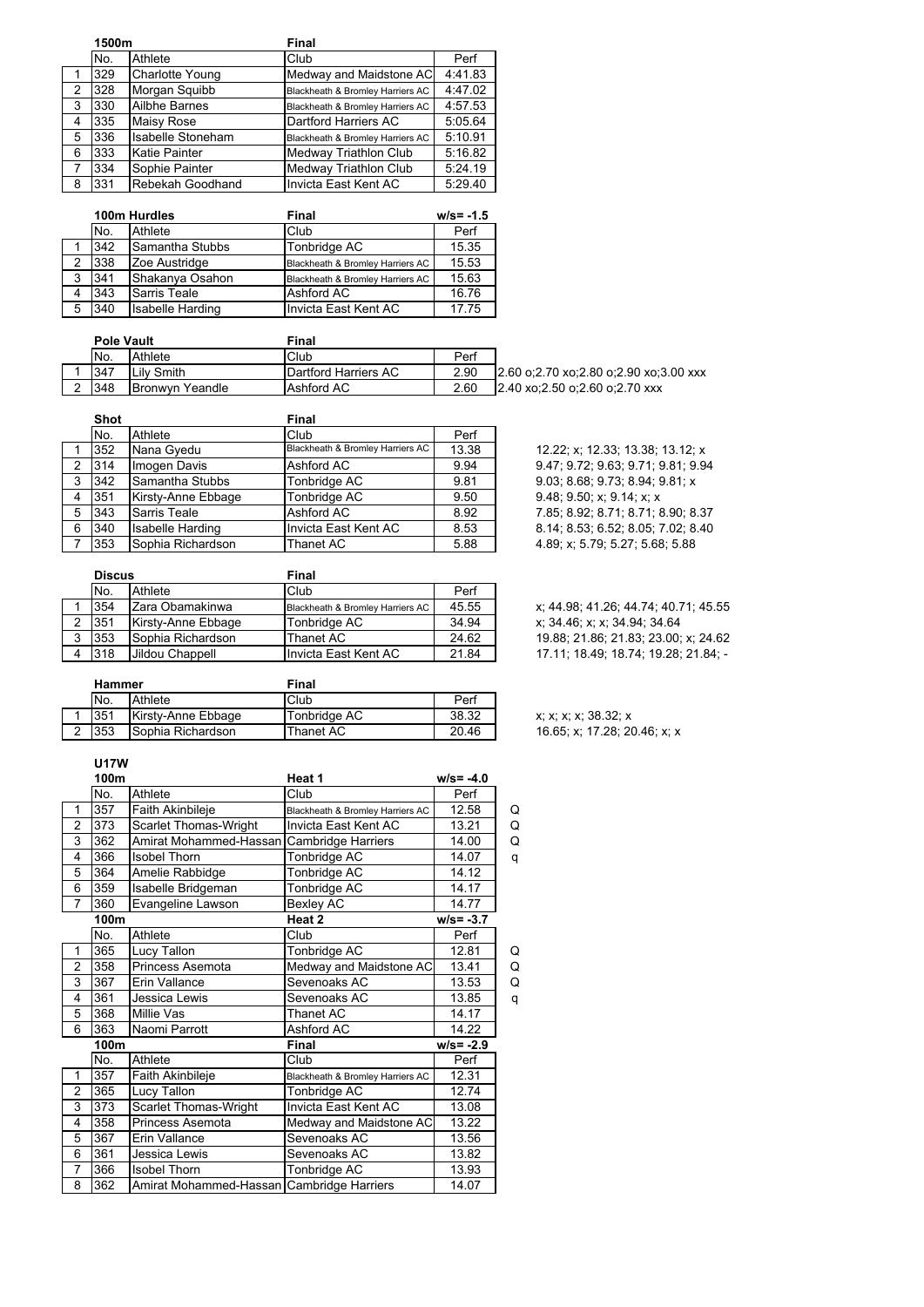### 1500m — Final

| | No. | Athlete | Club | Perf |
|---|---|---|---|---|
| 1 | 329 | Charlotte Young | Medway and Maidstone AC | 4:41.83 |
| 2 | 328 | Morgan Squibb | Blackheath & Bromley Harriers AC | 4:47.02 |
| 3 | 330 | Ailbhe Barnes | Blackheath & Bromley Harriers AC | 4:57.53 |
| 4 | 335 | Maisy Rose | Dartford Harriers AC | 5:05.64 |
| 5 | 336 | Isabelle Stoneham | Blackheath & Bromley Harriers AC | 5:10.91 |
| 6 | 333 | Katie Painter | Medway Triathlon Club | 5:16.82 |
| 7 | 334 | Sophie Painter | Medway Triathlon Club | 5:24.19 |
| 8 | 331 | Rebekah Goodhand | Invicta East Kent AC | 5:29.40 |

### 100m Hurdles — Final — w/s= -1.5

| | No. | Athlete | Club | Perf |
|---|---|---|---|---|
| 1 | 342 | Samantha Stubbs | Tonbridge AC | 15.35 |
| 2 | 338 | Zoe Austridge | Blackheath & Bromley Harriers AC | 15.53 |
| 3 | 341 | Shakanya Osahon | Blackheath & Bromley Harriers AC | 15.63 |
| 4 | 343 | Sarris Teale | Ashford AC | 16.76 |
| 5 | 340 | Isabelle Harding | Invicta East Kent AC | 17.75 |

### Pole Vault — Final

| | No. | Athlete | Club | Perf | |
|---|---|---|---|---|---|
| 1 | 347 | Lily Smith | Dartford Harriers AC | 2.90 | 2.60 o;2.70 xo;2.80 o;2.90 xo;3.00 xxx |
| 2 | 348 | Bronwyn Yeandle | Ashford AC | 2.60 | 2.40 xo;2.50 o;2.60 o;2.70 xxx |

### Shot — Final

| | No. | Athlete | Club | Perf | |
|---|---|---|---|---|---|
| 1 | 352 | Nana Gyedu | Blackheath & Bromley Harriers AC | 13.38 | 12.22; x; 12.33; 13.38; 13.12; x |
| 2 | 314 | Imogen Davis | Ashford AC | 9.94 | 9.47; 9.72; 9.63; 9.71; 9.81; 9.94 |
| 3 | 342 | Samantha Stubbs | Tonbridge AC | 9.81 | 9.03; 8.68; 9.73; 8.94; 9.81; x |
| 4 | 351 | Kirsty-Anne Ebbage | Tonbridge AC | 9.50 | 9.48; 9.50; x; 9.14; x; x |
| 5 | 343 | Sarris Teale | Ashford AC | 8.92 | 7.85; 8.92; 8.71; 8.71; 8.90; 8.37 |
| 6 | 340 | Isabelle Harding | Invicta East Kent AC | 8.53 | 8.14; 8.53; 6.52; 8.05; 7.02; 8.40 |
| 7 | 353 | Sophia Richardson | Thanet AC | 5.88 | 4.89; x; 5.79; 5.27; 5.68; 5.88 |

### Discus — Final

| | No. | Athlete | Club | Perf | |
|---|---|---|---|---|---|
| 1 | 354 | Zara Obamakinwa | Blackheath & Bromley Harriers AC | 45.55 | x; 44.98; 41.26; 44.74; 40.71; 45.55 |
| 2 | 351 | Kirsty-Anne Ebbage | Tonbridge AC | 34.94 | x; 34.46; x; x; 34.94; 34.64 |
| 3 | 353 | Sophia Richardson | Thanet AC | 24.62 | 19.88; 21.86; 21.83; 23.00; x; 24.62 |
| 4 | 318 | Jildou Chappell | Invicta East Kent AC | 21.84 | 17.11; 18.49; 18.74; 19.28; 21.84; - |

### Hammer — Final

| | No. | Athlete | Club | Perf | |
|---|---|---|---|---|---|
| 1 | 351 | Kirsty-Anne Ebbage | Tonbridge AC | 38.32 | x; x; x; x; 38.32; x |
| 2 | 353 | Sophia Richardson | Thanet AC | 20.46 | 16.65; x; 17.28; 20.46; x; x |

## U17W

### 100m — Heat 1 — w/s= -4.0

| | No. | Athlete | Club | Perf | |
|---|---|---|---|---|---|
| 1 | 357 | Faith Akinbileje | Blackheath & Bromley Harriers AC | 12.58 | Q |
| 2 | 373 | Scarlet Thomas-Wright | Invicta East Kent AC | 13.21 | Q |
| 3 | 362 | Amirat Mohammed-Hassan | Cambridge Harriers | 14.00 | Q |
| 4 | 366 | Isobel Thorn | Tonbridge AC | 14.07 | q |
| 5 | 364 | Amelie Rabbidge | Tonbridge AC | 14.12 | |
| 6 | 359 | Isabelle Bridgeman | Tonbridge AC | 14.17 | |
| 7 | 360 | Evangeline Lawson | Bexley AC | 14.77 | |

### 100m — Heat 2 — w/s= -3.7

| | No. | Athlete | Club | Perf | |
|---|---|---|---|---|---|
| 1 | 365 | Lucy Tallon | Tonbridge AC | 12.81 | Q |
| 2 | 358 | Princess Asemota | Medway and Maidstone AC | 13.41 | Q |
| 3 | 367 | Erin Vallance | Sevenoaks AC | 13.53 | Q |
| 4 | 361 | Jessica Lewis | Sevenoaks AC | 13.85 | q |
| 5 | 368 | Millie Vas | Thanet AC | 14.17 | |
| 6 | 363 | Naomi Parrott | Ashford AC | 14.22 | |

### 100m — Final — w/s= -2.9

| | No. | Athlete | Club | Perf |
|---|---|---|---|---|
| 1 | 357 | Faith Akinbileje | Blackheath & Bromley Harriers AC | 12.31 |
| 2 | 365 | Lucy Tallon | Tonbridge AC | 12.74 |
| 3 | 373 | Scarlet Thomas-Wright | Invicta East Kent AC | 13.08 |
| 4 | 358 | Princess Asemota | Medway and Maidstone AC | 13.22 |
| 5 | 367 | Erin Vallance | Sevenoaks AC | 13.56 |
| 6 | 361 | Jessica Lewis | Sevenoaks AC | 13.82 |
| 7 | 366 | Isobel Thorn | Tonbridge AC | 13.93 |
| 8 | 362 | Amirat Mohammed-Hassan | Cambridge Harriers | 14.07 |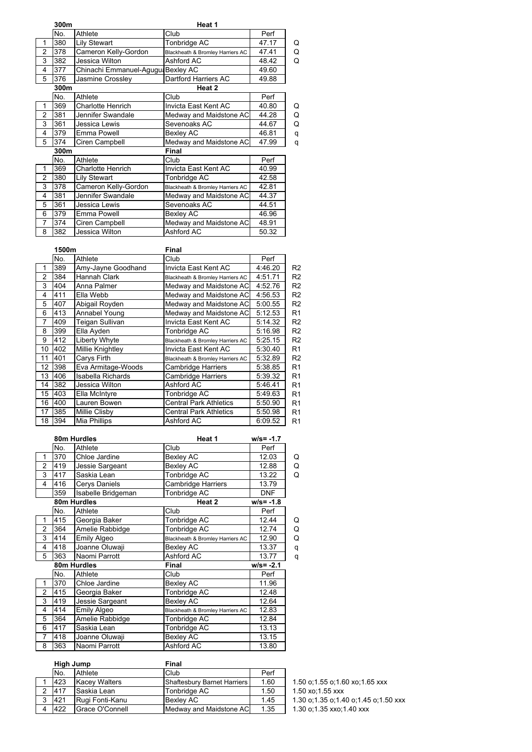| | 300m | | Heat 1 | | |
|---|---|---|---|---|---|
| | No. | Athlete | Club | Perf | |
| 1 | 380 | Lily Stewart | Tonbridge AC | 47.17 | Q |
| 2 | 378 | Cameron Kelly-Gordon | Blackheath & Bromley Harriers AC | 47.41 | Q |
| 3 | 382 | Jessica Wilton | Ashford AC | 48.42 | Q |
| 4 | 377 | Chinachi Emmanuel-Agugua | Bexley AC | 49.60 | |
| 5 | 376 | Jasmine Crossley | Dartford Harriers AC | 49.88 | |

| | 300m | | Heat 2 | | |
|---|---|---|---|---|---|
| | No. | Athlete | Club | Perf | |
| 1 | 369 | Charlotte Henrich | Invicta East Kent AC | 40.80 | Q |
| 2 | 381 | Jennifer Swandale | Medway and Maidstone AC | 44.28 | Q |
| 3 | 361 | Jessica Lewis | Sevenoaks AC | 44.67 | Q |
| 4 | 379 | Emma Powell | Bexley AC | 46.81 | q |
| 5 | 374 | Ciren Campbell | Medway and Maidstone AC | 47.99 | q |

| | 300m | | Final | |
|---|---|---|---|---|
| | No. | Athlete | Club | Perf |
| 1 | 369 | Charlotte Henrich | Invicta East Kent AC | 40.99 |
| 2 | 380 | Lily Stewart | Tonbridge AC | 42.58 |
| 3 | 378 | Cameron Kelly-Gordon | Blackheath & Bromley Harriers AC | 42.81 |
| 4 | 381 | Jennifer Swandale | Medway and Maidstone AC | 44.37 |
| 5 | 361 | Jessica Lewis | Sevenoaks AC | 44.51 |
| 6 | 379 | Emma Powell | Bexley AC | 46.96 |
| 7 | 374 | Ciren Campbell | Medway and Maidstone AC | 48.91 |
| 8 | 382 | Jessica Wilton | Ashford AC | 50.32 |

| | 1500m | | Final | | |
|---|---|---|---|---|---|
| | No. | Athlete | Club | Perf | |
| 1 | 389 | Amy-Jayne Goodhand | Invicta East Kent AC | 4:46.20 | R2 |
| 2 | 384 | Hannah Clark | Blackheath & Bromley Harriers AC | 4:51.71 | R2 |
| 3 | 404 | Anna Palmer | Medway and Maidstone AC | 4:52.76 | R2 |
| 4 | 411 | Ella Webb | Medway and Maidstone AC | 4:56.53 | R2 |
| 5 | 407 | Abigail Royden | Medway and Maidstone AC | 5:00.55 | R2 |
| 6 | 413 | Annabel Young | Medway and Maidstone AC | 5:12.53 | R1 |
| 7 | 409 | Teigan Sullivan | Invicta East Kent AC | 5:14.32 | R2 |
| 8 | 399 | Ella Ayden | Tonbridge AC | 5:16.98 | R2 |
| 9 | 412 | Liberty Whyte | Blackheath & Bromley Harriers AC | 5:25.15 | R2 |
| 10 | 402 | Millie Knightley | Invicta East Kent AC | 5:30.40 | R1 |
| 11 | 401 | Carys Firth | Blackheath & Bromley Harriers AC | 5:32.89 | R2 |
| 12 | 398 | Eva Armitage-Woods | Cambridge Harriers | 5:38.85 | R1 |
| 13 | 406 | Isabella Richards | Cambridge Harriers | 5:39.32 | R1 |
| 14 | 382 | Jessica Wilton | Ashford AC | 5:46.41 | R1 |
| 15 | 403 | Ella McIntyre | Tonbridge AC | 5:49.63 | R1 |
| 16 | 400 | Lauren Bowen | Central Park Athletics | 5:50.90 | R1 |
| 17 | 385 | Millie Clisby | Central Park Athletics | 5:50.98 | R1 |
| 18 | 394 | Mia Phillips | Ashford AC | 6:09.52 | R1 |

| | 80m Hurdles | | Heat 1 | w/s= -1.7 | |
|---|---|---|---|---|---|
| | No. | Athlete | Club | Perf | |
| 1 | 370 | Chloe Jardine | Bexley AC | 12.03 | Q |
| 2 | 419 | Jessie Sargeant | Bexley AC | 12.88 | Q |
| 3 | 417 | Saskia Lean | Tonbridge AC | 13.22 | Q |
| 4 | 416 | Cerys Daniels | Cambridge Harriers | 13.79 | |
| | 359 | Isabelle Bridgeman | Tonbridge AC | DNF | |

| | 80m Hurdles | | Heat 2 | w/s= -1.8 | |
|---|---|---|---|---|---|
| | No. | Athlete | Club | Perf | |
| 1 | 415 | Georgia Baker | Tonbridge AC | 12.44 | Q |
| 2 | 364 | Amelie Rabbidge | Tonbridge AC | 12.74 | Q |
| 3 | 414 | Emily Algeo | Blackheath & Bromley Harriers AC | 12.90 | Q |
| 4 | 418 | Joanne Oluwaji | Bexley AC | 13.37 | q |
| 5 | 363 | Naomi Parrott | Ashford AC | 13.77 | q |

| | 80m Hurdles | | Final | w/s= -2.1 |
|---|---|---|---|---|
| | No. | Athlete | Club | Perf |
| 1 | 370 | Chloe Jardine | Bexley AC | 11.96 |
| 2 | 415 | Georgia Baker | Tonbridge AC | 12.48 |
| 3 | 419 | Jessie Sargeant | Bexley AC | 12.64 |
| 4 | 414 | Emily Algeo | Blackheath & Bromley Harriers AC | 12.83 |
| 5 | 364 | Amelie Rabbidge | Tonbridge AC | 12.84 |
| 6 | 417 | Saskia Lean | Tonbridge AC | 13.13 |
| 7 | 418 | Joanne Oluwaji | Bexley AC | 13.15 |
| 8 | 363 | Naomi Parrott | Ashford AC | 13.80 |

| | High Jump | | Final | | |
|---|---|---|---|---|---|
| | No. | Athlete | Club | Perf | |
| 1 | 423 | Kacey Walters | Shaftesbury Barnet Harriers | 1.60 | 1.50 o;1.55 o;1.60 xo;1.65 xxx |
| 2 | 417 | Saskia Lean | Tonbridge AC | 1.50 | 1.50 xo;1.55 xxx |
| 3 | 421 | Rugi Fonti-Kanu | Bexley AC | 1.45 | 1.30 o;1.35 o;1.40 o;1.45 o;1.50 xxx |
| 4 | 422 | Grace O'Connell | Medway and Maidstone AC | 1.35 | 1.30 o;1.35 xxo;1.40 xxx |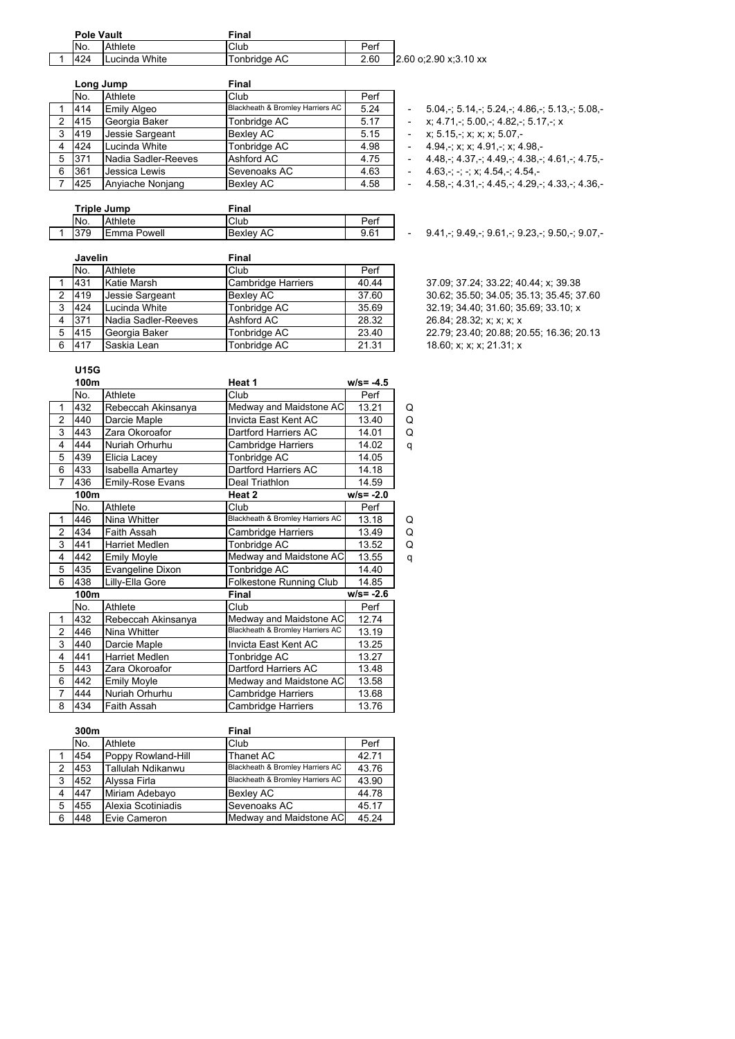### Pole Vault — Final

| | No. | Athlete | Club | Perf | |
|---|---|---|---|---|---|
| 1 | 424 | Lucinda White | Tonbridge AC | 2.60 | 2.60 o;2.90 x;3.10 xx |

### Long Jump — Final

| | No. | Athlete | Club | Perf | | |
|---|---|---|---|---|---|---|
| 1 | 414 | Emily Algeo | Blackheath & Bromley Harriers AC | 5.24 | - | 5.04,-; 5.14,-; 5.24,-; 4.86,-; 5.13,-; 5.08,- |
| 2 | 415 | Georgia Baker | Tonbridge AC | 5.17 | - | x; 4.71,-; 5.00,-; 4.82,-; 5.17,-; x |
| 3 | 419 | Jessie Sargeant | Bexley AC | 5.15 | - | x; 5.15,-; x; x; x; 5.07,- |
| 4 | 424 | Lucinda White | Tonbridge AC | 4.98 | - | 4.94,-; x; x; 4.91,-; x; 4.98,- |
| 5 | 371 | Nadia Sadler-Reeves | Ashford AC | 4.75 | - | 4.48,-; 4.37,-; 4.49,-; 4.38,-; 4.61,-; 4.75,- |
| 6 | 361 | Jessica Lewis | Sevenoaks AC | 4.63 | - | 4.63,-; -; -; x; 4.54,-; 4.54,- |
| 7 | 425 | Anyiache Nonjang | Bexley AC | 4.58 | - | 4.58,-; 4.31,-; 4.45,-; 4.29,-; 4.33,-; 4.36,- |

### Triple Jump — Final

| | No. | Athlete | Club | Perf | | |
|---|---|---|---|---|---|---|
| 1 | 379 | Emma Powell | Bexley AC | 9.61 | - | 9.41,-; 9.49,-; 9.61,-; 9.23,-; 9.50,-; 9.07,- |

### Javelin — Final

| | No. | Athlete | Club | Perf | |
|---|---|---|---|---|---|
| 1 | 431 | Katie Marsh | Cambridge Harriers | 40.44 | 37.09; 37.24; 33.22; 40.44; x; 39.38 |
| 2 | 419 | Jessie Sargeant | Bexley AC | 37.60 | 30.62; 35.50; 34.05; 35.13; 35.45; 37.60 |
| 3 | 424 | Lucinda White | Tonbridge AC | 35.69 | 32.19; 34.40; 31.60; 35.69; 33.10; x |
| 4 | 371 | Nadia Sadler-Reeves | Ashford AC | 28.32 | 26.84; 28.32; x; x; x; x |
| 5 | 415 | Georgia Baker | Tonbridge AC | 23.40 | 22.79; 23.40; 20.88; 20.55; 16.36; 20.13 |
| 6 | 417 | Saskia Lean | Tonbridge AC | 21.31 | 18.60; x; x; x; 21.31; x |

## U15G

### 100m — Heat 1 (w/s= -4.5)

| | No. | Athlete | Club | Perf | |
|---|---|---|---|---|---|
| 1 | 432 | Rebeccah Akinsanya | Medway and Maidstone AC | 13.21 | Q |
| 2 | 440 | Darcie Maple | Invicta East Kent AC | 13.40 | Q |
| 3 | 443 | Zara Okoroafor | Dartford Harriers AC | 14.01 | Q |
| 4 | 444 | Nuriah Orhurhu | Cambridge Harriers | 14.02 | q |
| 5 | 439 | Elicia Lacey | Tonbridge AC | 14.05 | |
| 6 | 433 | Isabella Amartey | Dartford Harriers AC | 14.18 | |
| 7 | 436 | Emily-Rose Evans | Deal Triathlon | 14.59 | |

### 100m — Heat 2 (w/s= -2.0)

| | No. | Athlete | Club | Perf | |
|---|---|---|---|---|---|
| 1 | 446 | Nina Whitter | Blackheath & Bromley Harriers AC | 13.18 | Q |
| 2 | 434 | Faith Assah | Cambridge Harriers | 13.49 | Q |
| 3 | 441 | Harriet Medlen | Tonbridge AC | 13.52 | Q |
| 4 | 442 | Emily Moyle | Medway and Maidstone AC | 13.55 | q |
| 5 | 435 | Evangeline Dixon | Tonbridge AC | 14.40 | |
| 6 | 438 | Lilly-Ella Gore | Folkestone Running Club | 14.85 | |

### 100m — Final (w/s= -2.6)

| | No. | Athlete | Club | Perf |
|---|---|---|---|---|
| 1 | 432 | Rebeccah Akinsanya | Medway and Maidstone AC | 12.74 |
| 2 | 446 | Nina Whitter | Blackheath & Bromley Harriers AC | 13.19 |
| 3 | 440 | Darcie Maple | Invicta East Kent AC | 13.25 |
| 4 | 441 | Harriet Medlen | Tonbridge AC | 13.27 |
| 5 | 443 | Zara Okoroafor | Dartford Harriers AC | 13.48 |
| 6 | 442 | Emily Moyle | Medway and Maidstone AC | 13.58 |
| 7 | 444 | Nuriah Orhurhu | Cambridge Harriers | 13.68 |
| 8 | 434 | Faith Assah | Cambridge Harriers | 13.76 |

### 300m — Final

| | No. | Athlete | Club | Perf |
|---|---|---|---|---|
| 1 | 454 | Poppy Rowland-Hill | Thanet AC | 42.71 |
| 2 | 453 | Tallulah Ndikanwu | Blackheath & Bromley Harriers AC | 43.76 |
| 3 | 452 | Alyssa Firla | Blackheath & Bromley Harriers AC | 43.90 |
| 4 | 447 | Miriam Adebayo | Bexley AC | 44.78 |
| 5 | 455 | Alexia Scotiniadis | Sevenoaks AC | 45.17 |
| 6 | 448 | Evie Cameron | Medway and Maidstone AC | 45.24 |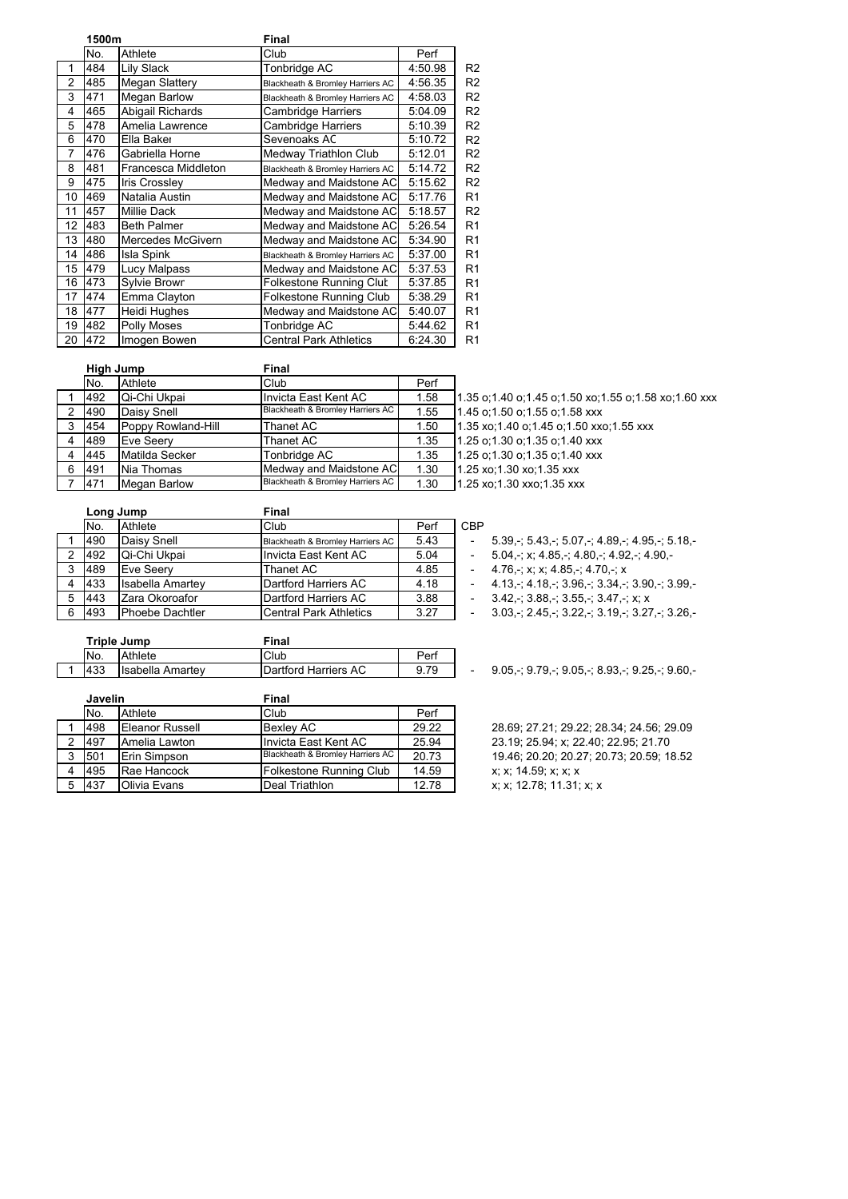| | 1500m | | Final | | |
|---|---|---|---|---|---|
| | No. | Athlete | Club | Perf | |
| 1 | 484 | Lily Slack | Tonbridge AC | 4:50.98 | R2 |
| 2 | 485 | Megan Slattery | Blackheath & Bromley Harriers AC | 4:56.35 | R2 |
| 3 | 471 | Megan Barlow | Blackheath & Bromley Harriers AC | 4:58.03 | R2 |
| 4 | 465 | Abigail Richards | Cambridge Harriers | 5:04.09 | R2 |
| 5 | 478 | Amelia Lawrence | Cambridge Harriers | 5:10.39 | R2 |
| 6 | 470 | Ella Baker | Sevenoaks AC | 5:10.72 | R2 |
| 7 | 476 | Gabriella Horne | Medway Triathlon Club | 5:12.01 | R2 |
| 8 | 481 | Francesca Middleton | Blackheath & Bromley Harriers AC | 5:14.72 | R2 |
| 9 | 475 | Iris Crossley | Medway and Maidstone AC | 5:15.62 | R2 |
| 10 | 469 | Natalia Austin | Medway and Maidstone AC | 5:17.76 | R1 |
| 11 | 457 | Millie Dack | Medway and Maidstone AC | 5:18.57 | R2 |
| 12 | 483 | Beth Palmer | Medway and Maidstone AC | 5:26.54 | R1 |
| 13 | 480 | Mercedes McGivern | Medway and Maidstone AC | 5:34.90 | R1 |
| 14 | 486 | Isla Spink | Blackheath & Bromley Harriers AC | 5:37.00 | R1 |
| 15 | 479 | Lucy Malpass | Medway and Maidstone AC | 5:37.53 | R1 |
| 16 | 473 | Sylvie Brown | Folkestone Running Club | 5:37.85 | R1 |
| 17 | 474 | Emma Clayton | Folkestone Running Club | 5:38.29 | R1 |
| 18 | 477 | Heidi Hughes | Medway and Maidstone AC | 5:40.07 | R1 |
| 19 | 482 | Polly Moses | Tonbridge AC | 5:44.62 | R1 |
| 20 | 472 | Imogen Bowen | Central Park Athletics | 6:24.30 | R1 |

| | High Jump | | Final | | |
|---|---|---|---|---|---|
| | No. | Athlete | Club | Perf | |
| 1 | 492 | Qi-Chi Ukpai | Invicta East Kent AC | 1.58 | 1.35 o;1.40 o;1.45 o;1.50 xo;1.55 o;1.58 xo;1.60 xxx |
| 2 | 490 | Daisy Snell | Blackheath & Bromley Harriers AC | 1.55 | 1.45 o;1.50 o;1.55 o;1.58 xxx |
| 3 | 454 | Poppy Rowland-Hill | Thanet AC | 1.50 | 1.35 xo;1.40 o;1.45 o;1.50 xxo;1.55 xxx |
| 4 | 489 | Eve Seery | Thanet AC | 1.35 | 1.25 o;1.30 o;1.35 o;1.40 xxx |
| 4 | 445 | Matilda Secker | Tonbridge AC | 1.35 | 1.25 o;1.30 o;1.35 o;1.40 xxx |
| 6 | 491 | Nia Thomas | Medway and Maidstone AC | 1.30 | 1.25 xo;1.30 xo;1.35 xxx |
| 7 | 471 | Megan Barlow | Blackheath & Bromley Harriers AC | 1.30 | 1.25 xo;1.30 xxo;1.35 xxx |

| | Long Jump | | Final | | | |
|---|---|---|---|---|---|---|
| | No. | Athlete | Club | Perf | CBP | |
| 1 | 490 | Daisy Snell | Blackheath & Bromley Harriers AC | 5.43 | - | 5.39,-; 5.43,-; 5.07,-; 4.89,-; 4.95,-; 5.18,- |
| 2 | 492 | Qi-Chi Ukpai | Invicta East Kent AC | 5.04 | - | 5.04,-; x; 4.85,-; 4.80,-; 4.92,-; 4.90,- |
| 3 | 489 | Eve Seery | Thanet AC | 4.85 | - | 4.76,-; x; x; 4.85,-; 4.70,-; x |
| 4 | 433 | Isabella Amartey | Dartford Harriers AC | 4.18 | - | 4.13,-; 4.18,-; 3.96,-; 3.34,-; 3.90,-; 3.99,- |
| 5 | 443 | Zara Okoroafor | Dartford Harriers AC | 3.88 | - | 3.42,-; 3.88,-; 3.55,-; 3.47,-; x; x |
| 6 | 493 | Phoebe Dachtler | Central Park Athletics | 3.27 | - | 3.03,-; 2.45,-; 3.22,-; 3.19,-; 3.27,-; 3.26,- |

| | Triple Jump | | Final | | | |
|---|---|---|---|---|---|---|
| | No. | Athlete | Club | Perf | | |
| 1 | 433 | Isabella Amartey | Dartford Harriers AC | 9.79 | - | 9.05,-; 9.79,-; 9.05,-; 8.93,-; 9.25,-; 9.60,- |

| | Javelin | | Final | | |
|---|---|---|---|---|---|
| | No. | Athlete | Club | Perf | |
| 1 | 498 | Eleanor Russell | Bexley AC | 29.22 | 28.69; 27.21; 29.22; 28.34; 24.56; 29.09 |
| 2 | 497 | Amelia Lawton | Invicta East Kent AC | 25.94 | 23.19; 25.94; x; 22.40; 22.95; 21.70 |
| 3 | 501 | Erin Simpson | Blackheath & Bromley Harriers AC | 20.73 | 19.46; 20.20; 20.27; 20.73; 20.59; 18.52 |
| 4 | 495 | Rae Hancock | Folkestone Running Club | 14.59 | x; x; 14.59; x; x; x |
| 5 | 437 | Olivia Evans | Deal Triathlon | 12.78 | x; x; 12.78; 11.31; x; x |